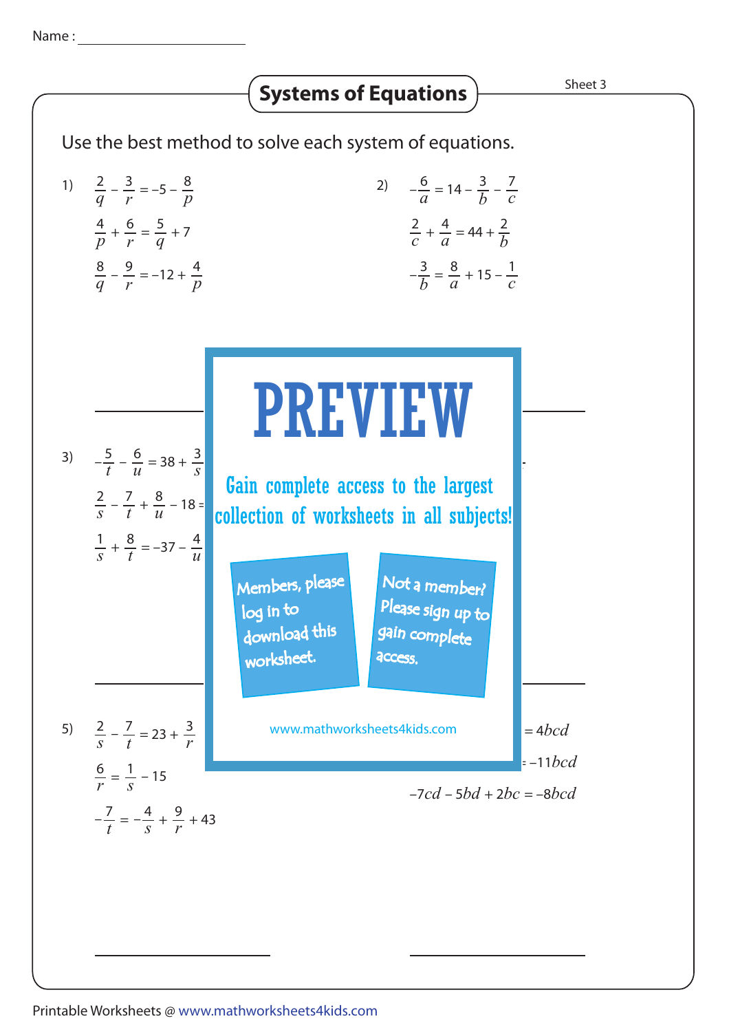Name :

# Systems of Equations

Sheet 3

Use the best method to solve each system of equations.

1)
$$\frac{2}{q} - \frac{3}{r} = -5 - \frac{8}{p}$$
$$\frac{4}{p} + \frac{6}{r} = \frac{5}{q} + 7$$
$$\frac{8}{q} - \frac{9}{r} = -12 + \frac{4}{p}$$

2)
$$-\frac{6}{a} = 14 - \frac{3}{b} - \frac{7}{c}$$
$$\frac{2}{c} + \frac{4}{a} = 44 + \frac{2}{b}$$
$$-\frac{3}{b} = \frac{8}{a} + 15 - \frac{1}{c}$$

3)
$$-\frac{5}{t} - \frac{6}{u} = 38 + \frac{3}{s}$$
$$\frac{2}{s} - \frac{7}{t} + \frac{8}{u} - 18 =$$
$$\frac{1}{s} + \frac{8}{t} = -37 - \frac{4}{u}$$

PREVIEW

Gain complete access to the largest collection of worksheets in all subjects!

Members, please log in to download this worksheet.

Not a member? Please sign up to gain complete access.

www.mathworksheets4kids.com

5)
$$\frac{2}{s} - \frac{7}{t} = 23 + \frac{3}{r}$$
$$\frac{6}{r} = \frac{1}{s} - 15$$
$$-\frac{7}{t} = -\frac{4}{s} + \frac{9}{r} + 43$$

$= 4bcd$

$= -11bcd$

$-7cd - 5bd + 2bc = -8bcd$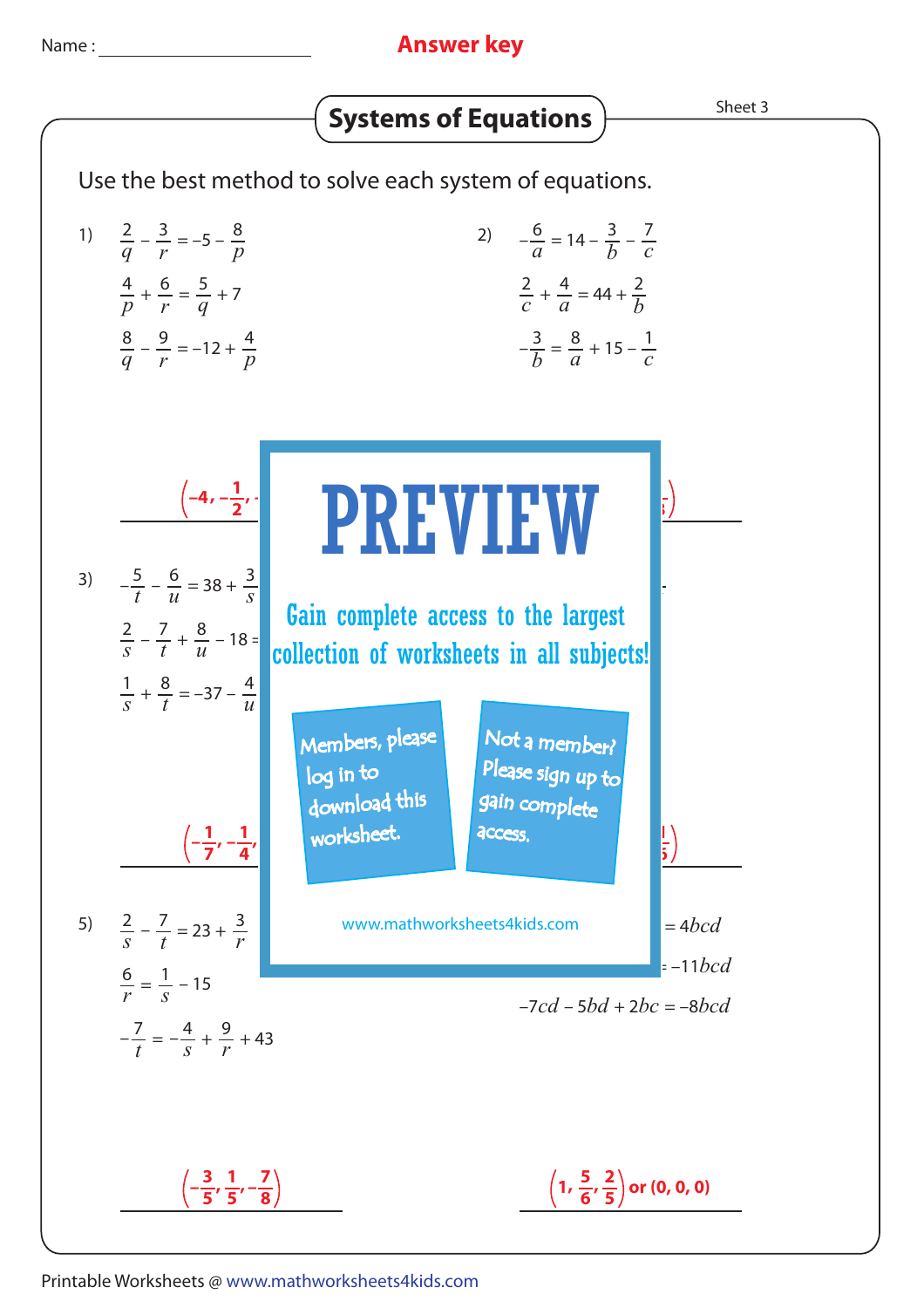Name : ______________________ **Answer key**

# Systems of Equations

Sheet 3

Use the best method to solve each system of equations.

1) $\frac{2}{q} - \frac{3}{r} = -5 - \frac{8}{p}$

$\frac{4}{p} + \frac{6}{r} = \frac{5}{q} + 7$

$\frac{8}{q} - \frac{9}{r} = -12 + \frac{4}{p}$

$\left(-4, -\frac{1}{2}, \right.$

2) $-\frac{6}{a} = 14 - \frac{3}{b} - \frac{7}{c}$

$\frac{2}{c} + \frac{4}{a} = 44 + \frac{2}{b}$

$-\frac{3}{b} = \frac{8}{a} + 15 - \frac{1}{c}$

3) $-\frac{5}{t} - \frac{6}{u} = 38 + \frac{3}{s}$

$\frac{2}{s} - \frac{7}{t} + \frac{8}{u} - 18 =$

$\frac{1}{s} + \frac{8}{t} = -37 - \frac{4}{u}$

$\left(-\frac{1}{7}, -\frac{1}{4}, \right.$

**PREVIEW**

Gain complete access to the largest collection of worksheets in all subjects!

Members, please log in to download this worksheet.

Not a member? Please sign up to gain complete access.

www.mathworksheets4kids.com

5) $\frac{2}{s} - \frac{7}{t} = 23 + \frac{3}{r}$

$\frac{6}{r} = \frac{1}{s} - 15$

$-\frac{7}{t} = -\frac{4}{s} + \frac{9}{r} + 43$

$\left(-\frac{3}{5}, \frac{1}{5}, -\frac{7}{8}\right)$

6) $= 4bcd$

$= -11bcd$

$-7cd - 5bd + 2bc = -8bcd$

$\left(1, \frac{5}{6}, \frac{2}{5}\right)$ **or (0, 0, 0)**

Printable Worksheets @ www.mathworksheets4kids.com